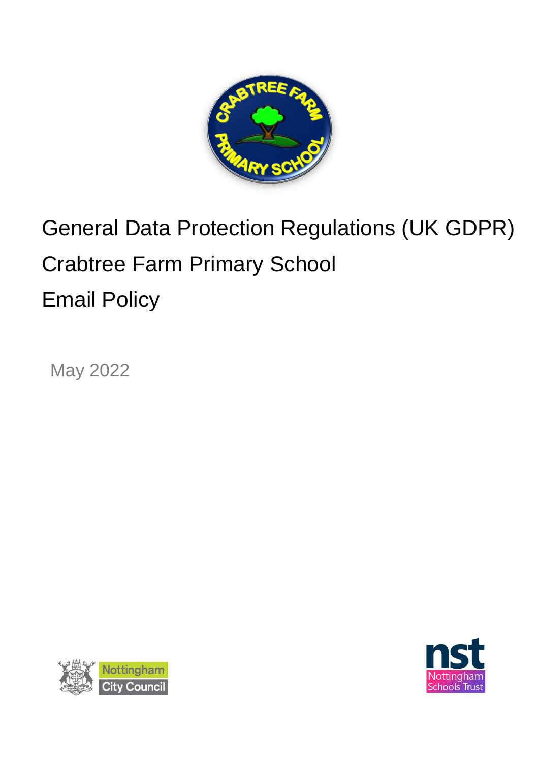# General Data Protection Regulations (UK GDPR)

# Crabtree Farm Primary School

# Email Policy

May 2022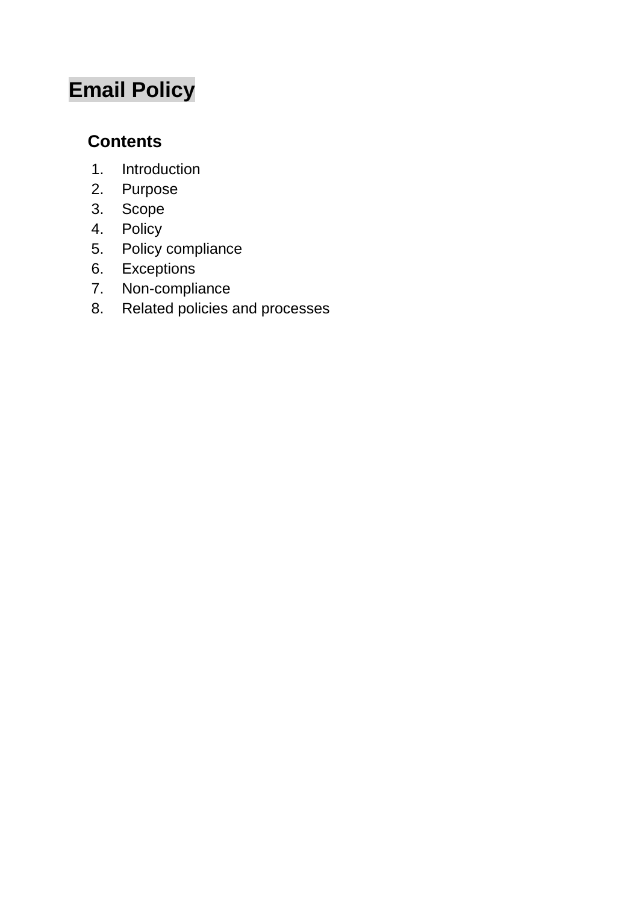# Email Policy

## Contents

1. Introduction
2. Purpose
3. Scope
4. Policy
5. Policy compliance
6. Exceptions
7. Non-compliance
8. Related policies and processes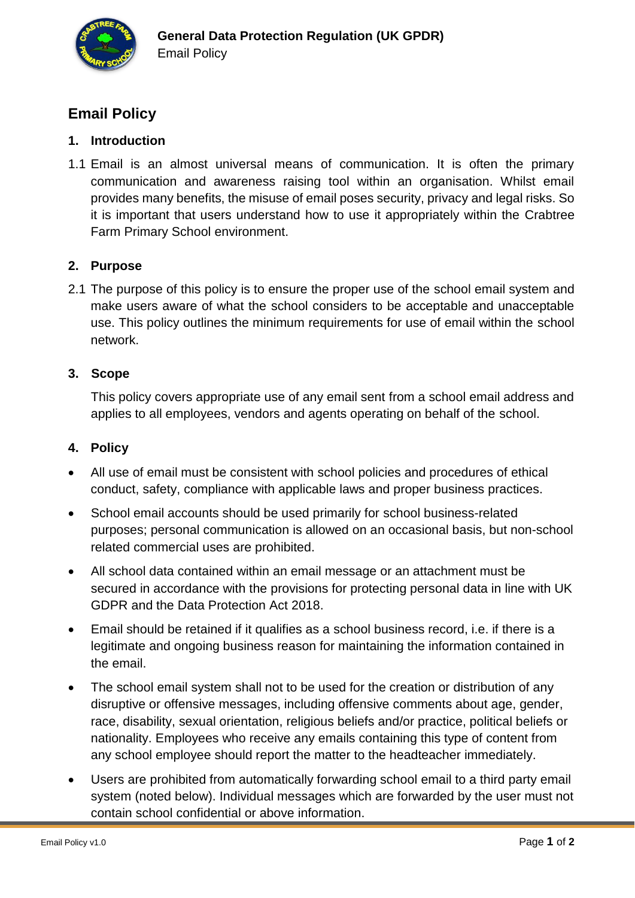# Email Policy

## 1. Introduction

1.1 Email is an almost universal means of communication. It is often the primary communication and awareness raising tool within an organisation. Whilst email provides many benefits, the misuse of email poses security, privacy and legal risks. So it is important that users understand how to use it appropriately within the Crabtree Farm Primary School environment.

## 2. Purpose

2.1 The purpose of this policy is to ensure the proper use of the school email system and make users aware of what the school considers to be acceptable and unacceptable use. This policy outlines the minimum requirements for use of email within the school network.

## 3. Scope

This policy covers appropriate use of any email sent from a school email address and applies to all employees, vendors and agents operating on behalf of the school.

## 4. Policy

- All use of email must be consistent with school policies and procedures of ethical conduct, safety, compliance with applicable laws and proper business practices.
- School email accounts should be used primarily for school business-related purposes; personal communication is allowed on an occasional basis, but non-school related commercial uses are prohibited.
- All school data contained within an email message or an attachment must be secured in accordance with the provisions for protecting personal data in line with UK GDPR and the Data Protection Act 2018.
- Email should be retained if it qualifies as a school business record, i.e. if there is a legitimate and ongoing business reason for maintaining the information contained in the email.
- The school email system shall not to be used for the creation or distribution of any disruptive or offensive messages, including offensive comments about age, gender, race, disability, sexual orientation, religious beliefs and/or practice, political beliefs or nationality. Employees who receive any emails containing this type of content from any school employee should report the matter to the headteacher immediately.
- Users are prohibited from automatically forwarding school email to a third party email system (noted below). Individual messages which are forwarded by the user must not contain school confidential or above information.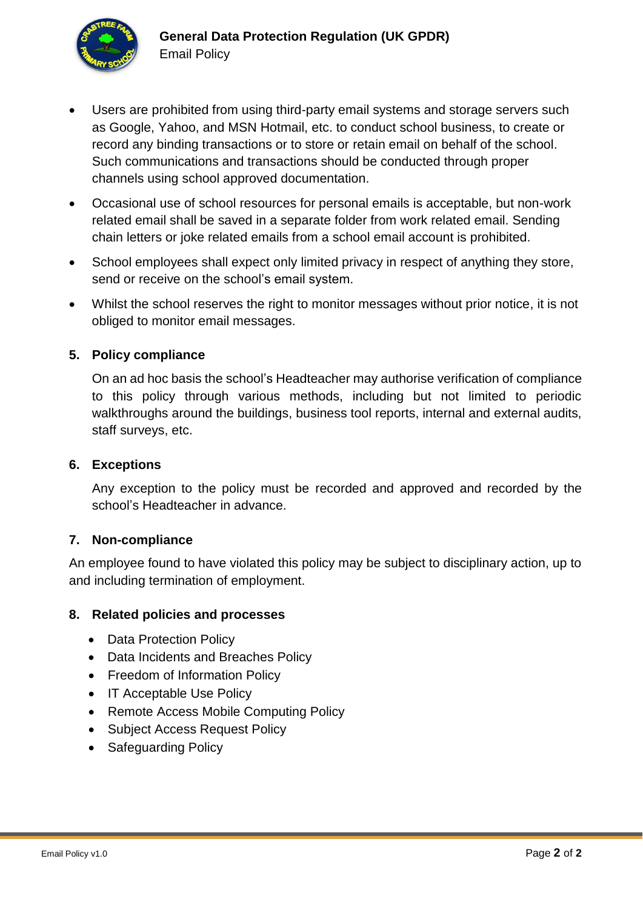- Users are prohibited from using third-party email systems and storage servers such as Google, Yahoo, and MSN Hotmail, etc. to conduct school business, to create or record any binding transactions or to store or retain email on behalf of the school. Such communications and transactions should be conducted through proper channels using school approved documentation.
- Occasional use of school resources for personal emails is acceptable, but non-work related email shall be saved in a separate folder from work related email. Sending chain letters or joke related emails from a school email account is prohibited.
- School employees shall expect only limited privacy in respect of anything they store, send or receive on the school's email system.
- Whilst the school reserves the right to monitor messages without prior notice, it is not obliged to monitor email messages.

## 5. Policy compliance

On an ad hoc basis the school's Headteacher may authorise verification of compliance to this policy through various methods, including but not limited to periodic walkthroughs around the buildings, business tool reports, internal and external audits, staff surveys, etc.

## 6. Exceptions

Any exception to the policy must be recorded and approved and recorded by the school's Headteacher in advance.

## 7. Non-compliance

An employee found to have violated this policy may be subject to disciplinary action, up to and including termination of employment.

## 8. Related policies and processes

- Data Protection Policy
- Data Incidents and Breaches Policy
- Freedom of Information Policy
- IT Acceptable Use Policy
- Remote Access Mobile Computing Policy
- Subject Access Request Policy
- Safeguarding Policy